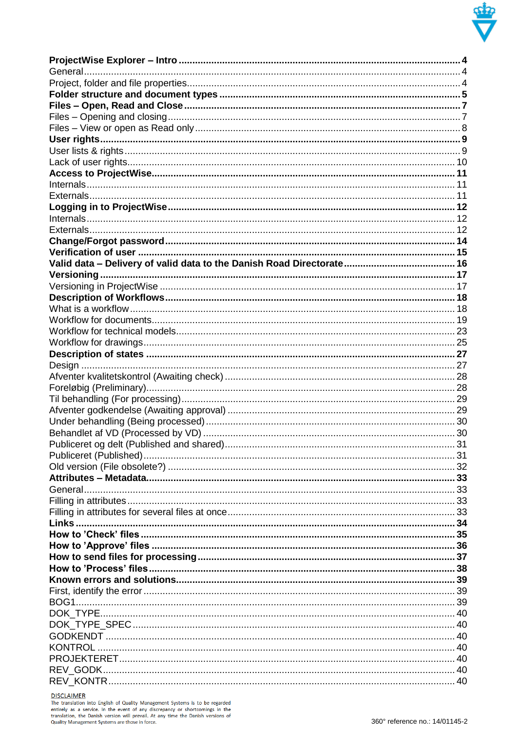**ProjectWise Explorer – Intro ..................................................................................................... 4**
General ....................................................................................................................................... 4
Project, folder and file properties ................................................................................................ 4
**Folder structure and document types ......................................................................................... 5**
**Files – Open, Read and Close ..................................................................................................... 7**
Files – Opening and closing ........................................................................................................ 7
Files – View or open as Read only .............................................................................................. 8
**User rights .................................................................................................................................. 9**
User lists & rights ........................................................................................................................ 9
Lack of user rights ..................................................................................................................... 10
**Access to ProjectWise ............................................................................................................... 11**
Internals .................................................................................................................................... 11
Externals ................................................................................................................................... 11
**Logging in to ProjectWise ......................................................................................................... 12**
Internals .................................................................................................................................... 12
Externals ................................................................................................................................... 12
**Change/Forgot password .......................................................................................................... 14**
**Verification of user .................................................................................................................... 15**
**Valid data – Delivery of valid data to the Danish Road Directorate ........................................ 16**
**Versioning ................................................................................................................................. 17**
Versioning in ProjectWise .......................................................................................................... 17
**Description of Workflows .......................................................................................................... 18**
What is a workflow .................................................................................................................... 18
Workflow for documents ............................................................................................................ 19
Workflow for technical models .................................................................................................... 23
Workflow for drawings ............................................................................................................... 25
**Description of states ................................................................................................................. 27**
Design ...................................................................................................................................... 27
Afventer kvalitetskontrol (Awaiting check) .................................................................................. 28
Foreløbig (Preliminary) ............................................................................................................... 28
Til behandling (For processing) .................................................................................................. 29
Afventer godkendelse (Awaiting approval) .................................................................................. 29
Under behandling (Being processed) .......................................................................................... 30
Behandlet af VD (Processed by VD) ........................................................................................... 30
Publiceret og delt (Published and shared) ................................................................................... 31
Publiceret (Published) ................................................................................................................ 31
Old version (File obsolete?) ....................................................................................................... 32
**Attributes – Metadata ................................................................................................................ 33**
General ...................................................................................................................................... 33
Filling in attributes ...................................................................................................................... 33
Filling in attributes for several files at once .................................................................................. 33
**Links ......................................................................................................................................... 34**
**How to 'Check' files ................................................................................................................... 35**
**How to 'Approve' files ............................................................................................................... 36**
**How to send files for processing ............................................................................................... 37**
**How to 'Process' files ................................................................................................................ 38**
**Known errors and solutions ....................................................................................................... 39**
First, identify the error ................................................................................................................ 39
BOG1 ......................................................................................................................................... 39
DOK_TYPE ................................................................................................................................ 40
DOK_TYPE_SPEC ..................................................................................................................... 40
GODKENDT ............................................................................................................................... 40
KONTROL .................................................................................................................................. 40
PROJEKTERET .......................................................................................................................... 40
REV_GODK ................................................................................................................................ 40
REV_KONTR .............................................................................................................................. 40

DISCLAIMER
The translation into English of Quality Management Systems is to be regarded entirely as a service. In the event of any discrepancy or shortcomings in the translation, the Danish version will prevail. At any time the Danish versions of Quality Management Systems are those in force.

360° reference no.: 14/01145-2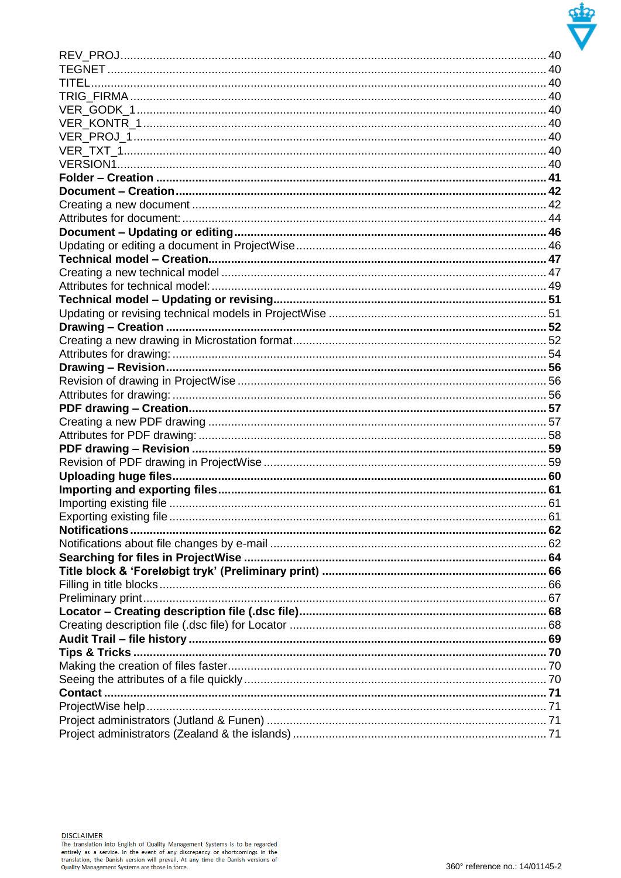REV_PROJ ........................................................................................................................................ 40
TEGNET ........................................................................................................................................... 40
TITEL ................................................................................................................................................ 40
TRIG_FIRMA .................................................................................................................................... 40
VER_GODK_1 .................................................................................................................................. 40
VER_KONTR_1 ................................................................................................................................ 40
VER_PROJ_1 ................................................................................................................................... 40
VER_TXT_1 ...................................................................................................................................... 40
VERSION1 ........................................................................................................................................ 40

**Folder – Creation ................................................................................................................... 41**

**Document – Creation ............................................................................................................. 42**

Creating a new document ................................................................................................................ 42
Attributes for document: ................................................................................................................... 44

**Document – Updating or editing ............................................................................................ 46**

Updating or editing a document in ProjectWise ................................................................................ 46

**Technical model – Creation ................................................................................................... 47**

Creating a new technical model ....................................................................................................... 47
Attributes for technical model: .......................................................................................................... 49

**Technical model – Updating or revising ............................................................................... 51**

Updating or revising technical models in ProjectWise ..................................................................... 51

**Drawing – Creation ................................................................................................................ 52**

Creating a new drawing in Microstation format ................................................................................. 52
Attributes for drawing: ...................................................................................................................... 54

**Drawing – Revision ................................................................................................................. 56**

Revision of drawing in ProjectWise .................................................................................................. 56
Attributes for drawing: ...................................................................................................................... 56

**PDF drawing – Creation .......................................................................................................... 57**

Creating a new PDF drawing ........................................................................................................... 57
Attributes for PDF drawing: .............................................................................................................. 58

**PDF drawing – Revision ......................................................................................................... 59**

Revision of PDF drawing in ProjectWise .......................................................................................... 59

**Uploading huge files ............................................................................................................... 60**

**Importing and exporting files ................................................................................................. 61**

Importing existing file ....................................................................................................................... 61
Exporting existing file ....................................................................................................................... 61

**Notifications ............................................................................................................................ 62**

Notifications about file changes by e-mail ........................................................................................ 62

**Searching for files in ProjectWise .......................................................................................... 64**

**Title block & 'Foreløbigt tryk' (Preliminary print) .................................................................. 66**

Filling in title blocks .......................................................................................................................... 66
Preliminary print ............................................................................................................................... 67

**Locator – Creating description file (.dsc file) ........................................................................ 68**

Creating description file (.dsc file) for Locator .................................................................................. 68

**Audit Trail – file history ........................................................................................................... 69**

**Tips & Tricks ........................................................................................................................... 70**

Making the creation of files faster ..................................................................................................... 70
Seeing the attributes of a file quickly ................................................................................................ 70

**Contact .................................................................................................................................... 71**

ProjectWise help .............................................................................................................................. 71
Project administrators (Jutland & Funen) ......................................................................................... 71
Project administrators (Zealand & the islands) ................................................................................. 71

DISCLAIMER
The translation into English of Quality Management Systems is to be regarded entirely as a service. In the event of any discrepancy or shortcomings in the translation, the Danish version will prevail. At any time the Danish versions of Quality Management Systems are those in force.

360° reference no.: 14/01145-2